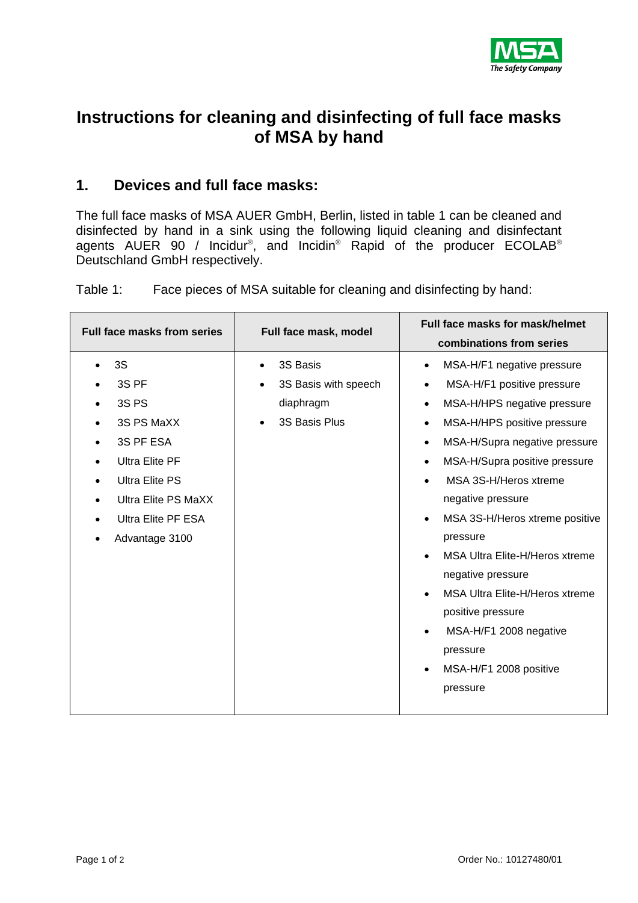# Instructions for cleaning and disinfecting of full face masks of MSA by hand

## 1. Devices and full face masks:

The full face masks of MSA AUER GmbH, Berlin, listed in table 1 can be cleaned and disinfected by hand in a sink using the following liquid cleaning and disinfectant agents AUER 90 / Incidur®, and Incidin® Rapid of the producer ECOLAB® Deutschland GmbH respectively.

Table 1: Face pieces of MSA suitable for cleaning and disinfecting by hand:

| Full face masks from series | Full face mask, model | Full face masks for mask/helmet combinations from series |
|---|---|---|
| • 3S<br>• 3S PF<br>• 3S PS<br>• 3S PS MaXX<br>• 3S PF ESA<br>• Ultra Elite PF<br>• Ultra Elite PS<br>• Ultra Elite PS MaXX<br>• Ultra Elite PF ESA<br>• Advantage 3100 | • 3S Basis<br>• 3S Basis with speech diaphragm<br>• 3S Basis Plus | • MSA-H/F1 negative pressure<br>• MSA-H/F1 positive pressure<br>• MSA-H/HPS negative pressure<br>• MSA-H/HPS positive pressure<br>• MSA-H/Supra negative pressure<br>• MSA-H/Supra positive pressure<br>• MSA 3S-H/Heros xtreme negative pressure<br>• MSA 3S-H/Heros xtreme positive pressure<br>• MSA Ultra Elite-H/Heros xtreme negative pressure<br>• MSA Ultra Elite-H/Heros xtreme positive pressure<br>• MSA-H/F1 2008 negative pressure<br>• MSA-H/F1 2008 positive pressure |

Order No.: 10127480/01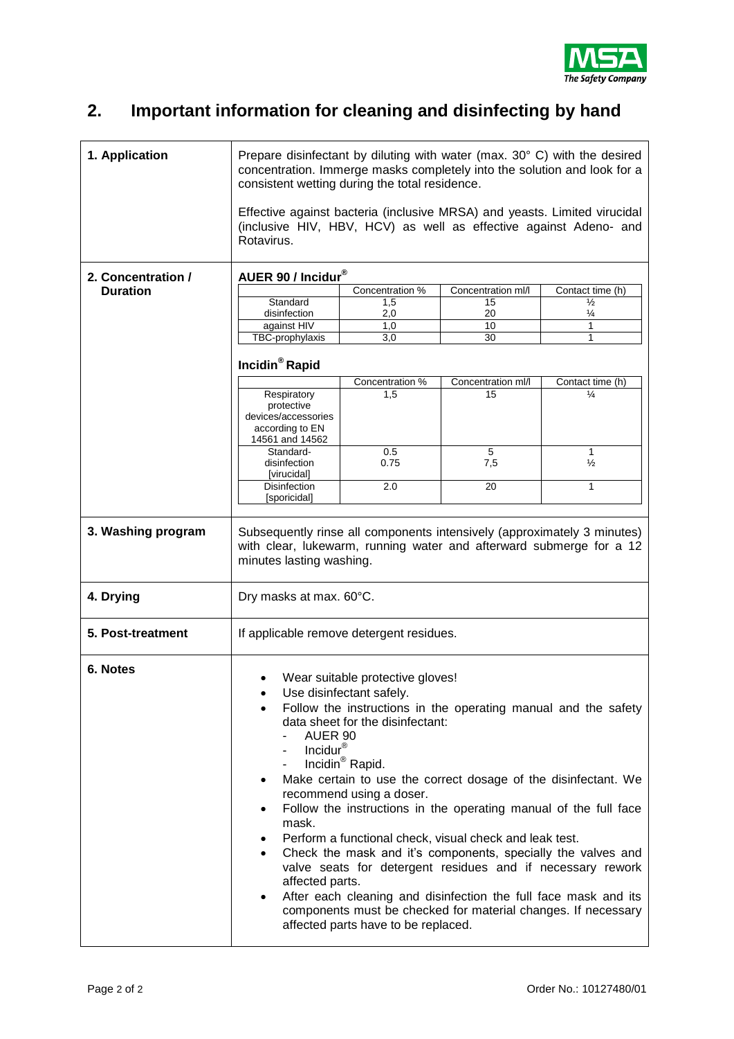## 2. Important information for cleaning and disinfecting by hand

### 1. Application

Prepare disinfectant by diluting with water (max. 30° C) with the desired concentration. Immerge masks completely into the solution and look for a consistent wetting during the total residence.

Effective against bacteria (inclusive MRSA) and yeasts. Limited virucidal (inclusive HIV, HBV, HCV) as well as effective against Adeno- and Rotavirus.

### 2. Concentration / Duration

**AUER 90 / Incidur®**

| | Concentration % | Concentration ml/l | Contact time (h) |
|---|---|---|---|
| Standard disinfection | 1,5<br>2,0 | 15<br>20 | ½<br>¼ |
| against HIV | 1,0 | 10 | 1 |
| TBC-prophylaxis | 3,0 | 30 | 1 |

**Incidin® Rapid**

| | Concentration % | Concentration ml/l | Contact time (h) |
|---|---|---|---|
| Respiratory protective devices/accessories according to EN 14561 and 14562 | 1,5 | 15 | ¼ |
| Standard-disinfection [virucidal] | 0.5<br>0.75 | 5<br>7,5 | 1<br>½ |
| Disinfection [sporicidal] | 2.0 | 20 | 1 |

### 3. Washing program

Subsequently rinse all components intensively (approximately 3 minutes) with clear, lukewarm, running water and afterward submerge for a 12 minutes lasting washing.

### 4. Drying

Dry masks at max. 60°C.

### 5. Post-treatment

If applicable remove detergent residues.

### 6. Notes

- Wear suitable protective gloves!
- Use disinfectant safely.
- Follow the instructions in the operating manual and the safety data sheet for the disinfectant:
  - AUER 90
  - Incidur®
  - Incidin® Rapid.
- Make certain to use the correct dosage of the disinfectant. We recommend using a doser.
- Follow the instructions in the operating manual of the full face mask.
- Perform a functional check, visual check and leak test.
- Check the mask and it's components, specially the valves and valve seats for detergent residues and if necessary rework affected parts.
- After each cleaning and disinfection the full face mask and its components must be checked for material changes. If necessary affected parts have to be replaced.

Order No.: 10127480/01